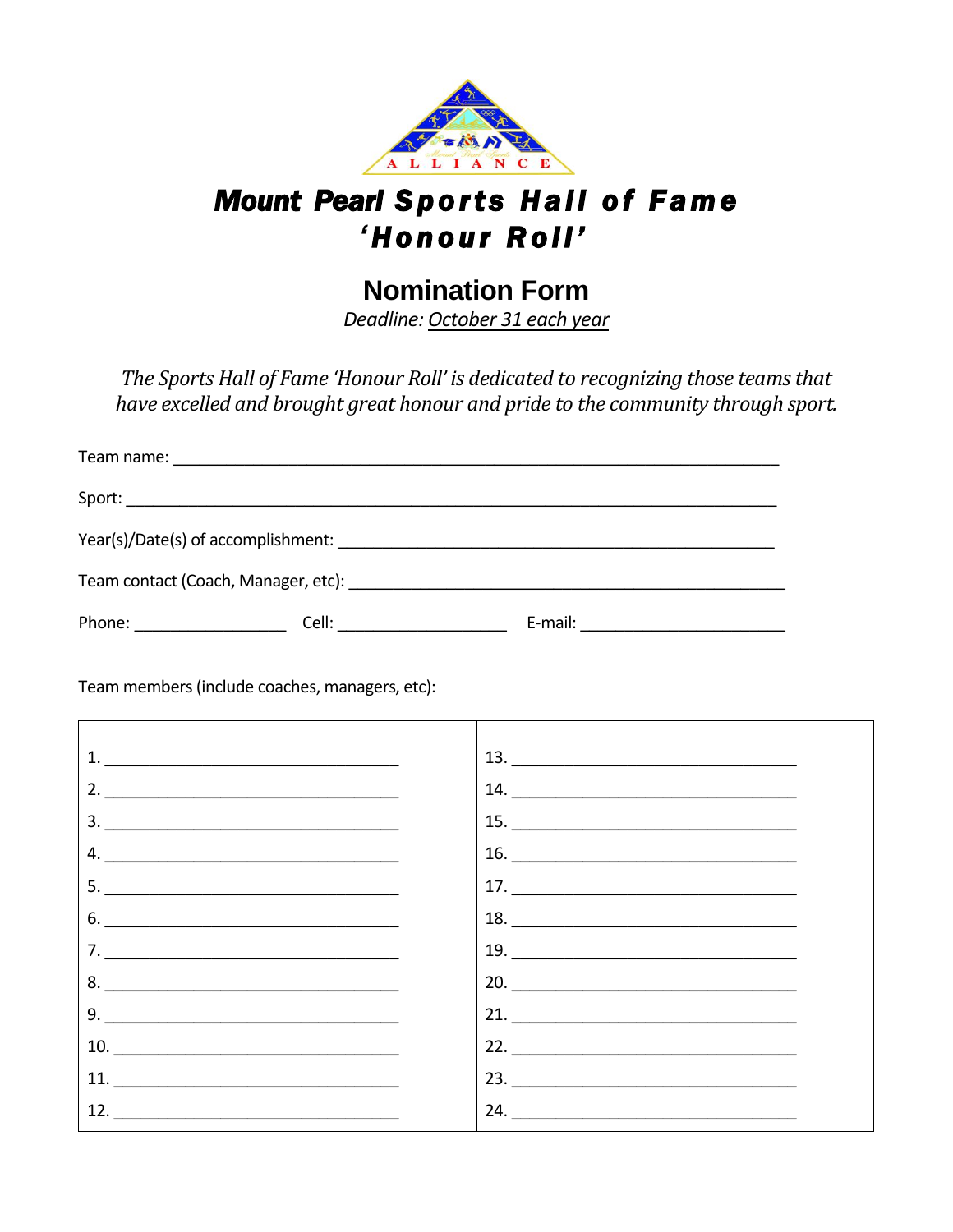ALLIANCE

# Mount Pearl Sports Hall of Fame 'Honour Roll'

## Nomination Form

*Deadline: October 31 each year*

*The Sports Hall of Fame 'Honour Roll' is dedicated to recognizing those teams that have excelled and brought great honour and pride to the community through sport.*

Team name: ___________________________________________________________________

Sport: ______________________________________________________________________

Year(s)/Date(s) of accomplishment: ______________________________________________

Team contact (Coach, Manager, etc): _____________________________________________

Phone: ________________ Cell: __________________ E-mail: _____________________

Team members (include coaches, managers, etc):

| | |
|---|---|
| 1. ______________________________ | 13. ______________________________ |
| 2. ______________________________ | 14. ______________________________ |
| 3. ______________________________ | 15. ______________________________ |
| 4. ______________________________ | 16. ______________________________ |
| 5. ______________________________ | 17. ______________________________ |
| 6. ______________________________ | 18. ______________________________ |
| 7. ______________________________ | 19. ______________________________ |
| 8. ______________________________ | 20. ______________________________ |
| 9. ______________________________ | 21. ______________________________ |
| 10. ______________________________ | 22. ______________________________ |
| 11. ______________________________ | 23. ______________________________ |
| 12. ______________________________ | 24. ______________________________ |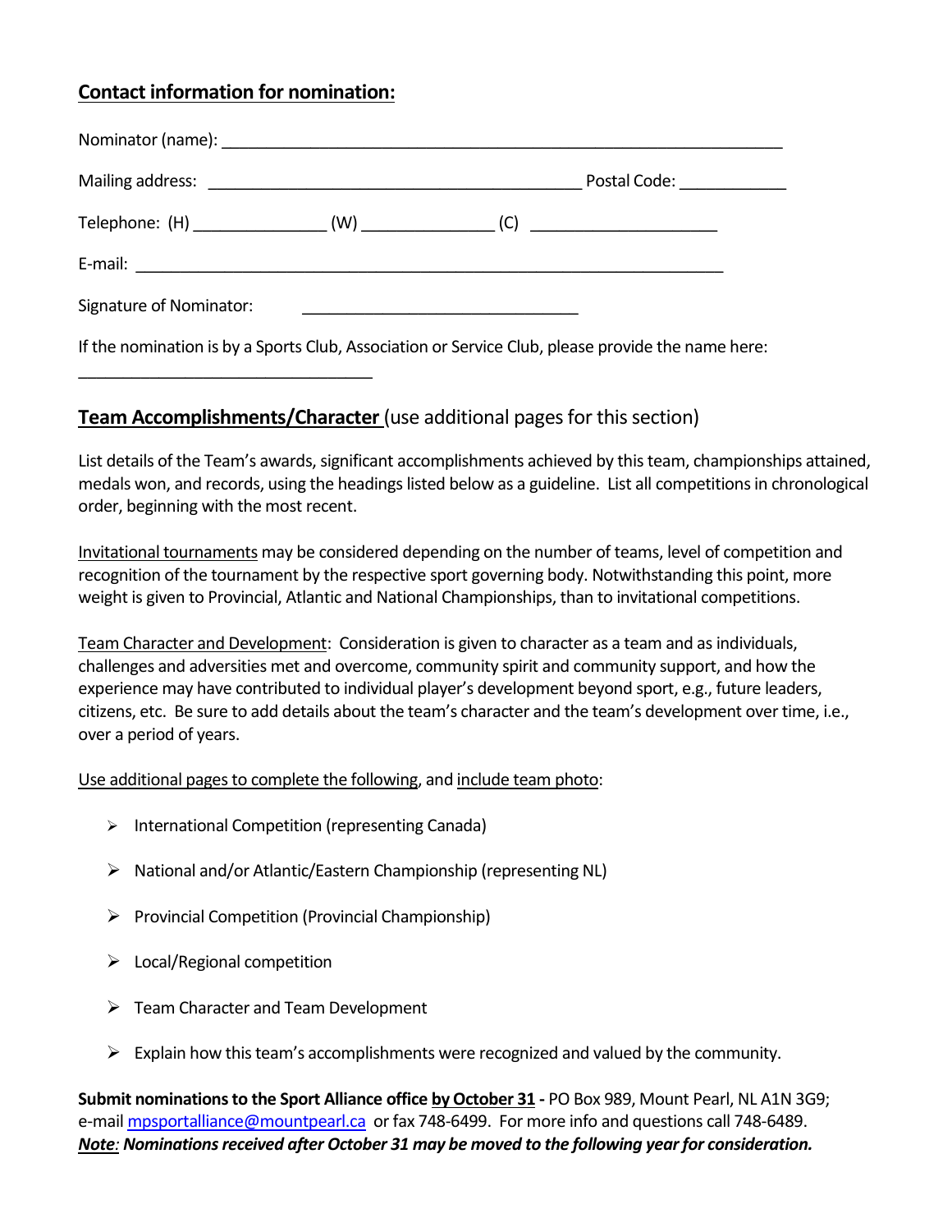## Contact information for nomination:

Nominator (name): ________________________________________________________________

Mailing address: ___________________________________________ Postal Code: ____________

Telephone: (H) ______________ (W) ______________ (C) ____________________

E-mail: ____________________________________________________________________

Signature of Nominator: ______________________________

If the nomination is by a Sports Club, Association or Service Club, please provide the name here: ________________________________

## Team Accomplishments/Character (use additional pages for this section)

List details of the Team's awards, significant accomplishments achieved by this team, championships attained, medals won, and records, using the headings listed below as a guideline. List all competitions in chronological order, beginning with the most recent.

Invitational tournaments may be considered depending on the number of teams, level of competition and recognition of the tournament by the respective sport governing body. Notwithstanding this point, more weight is given to Provincial, Atlantic and National Championships, than to invitational competitions.

Team Character and Development: Consideration is given to character as a team and as individuals, challenges and adversities met and overcome, community spirit and community support, and how the experience may have contributed to individual player's development beyond sport, e.g., future leaders, citizens, etc. Be sure to add details about the team's character and the team's development over time, i.e., over a period of years.

Use additional pages to complete the following, and include team photo:

- International Competition (representing Canada)
- National and/or Atlantic/Eastern Championship (representing NL)
- Provincial Competition (Provincial Championship)
- Local/Regional competition
- Team Character and Team Development
- Explain how this team's accomplishments were recognized and valued by the community.

**Submit nominations to the Sport Alliance office by October 31 -** PO Box 989, Mount Pearl, NL A1N 3G9; e-mail mpsportalliance@mountpearl.ca or fax 748-6499. For more info and questions call 748-6489.
***Note: Nominations received after October 31 may be moved to the following year for consideration.***